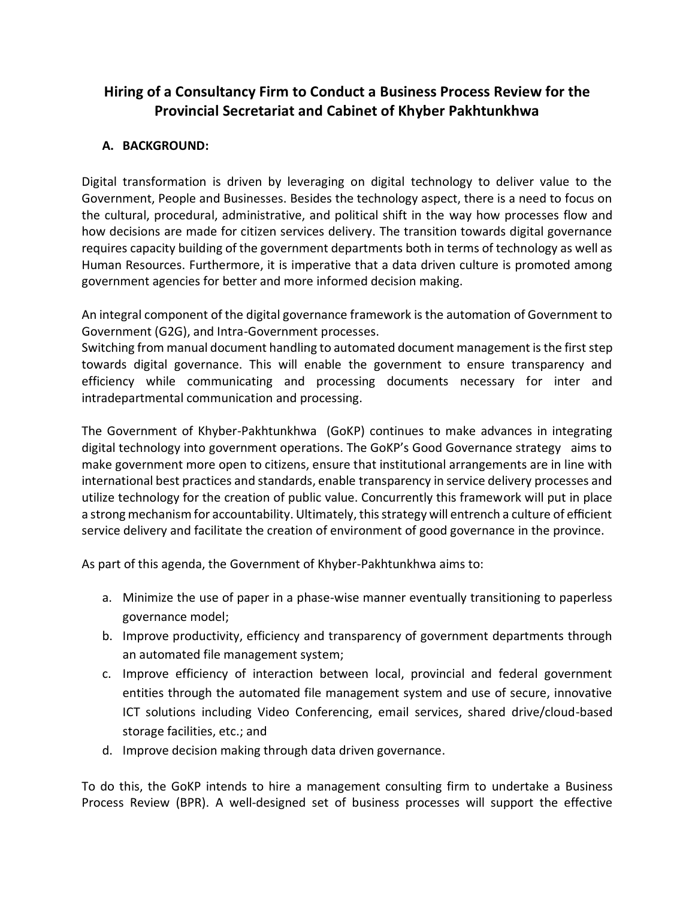# Hiring of a Consultancy Firm to Conduct a Business Process Review for the Provincial Secretariat and Cabinet of Khyber Pakhtunkhwa

## A. BACKGROUND:

Digital transformation is driven by leveraging on digital technology to deliver value to the Government, People and Businesses. Besides the technology aspect, there is a need to focus on the cultural, procedural, administrative, and political shift in the way how processes flow and how decisions are made for citizen services delivery. The transition towards digital governance requires capacity building of the government departments both in terms of technology as well as Human Resources. Furthermore, it is imperative that a data driven culture is promoted among government agencies for better and more informed decision making.

An integral component of the digital governance framework is the automation of Government to Government (G2G), and Intra-Government processes.

Switching from manual document handling to automated document management is the first step towards digital governance. This will enable the government to ensure transparency and efficiency while communicating and processing documents necessary for inter and intradepartmental communication and processing.

The Government of Khyber-Pakhtunkhwa (GoKP) continues to make advances in integrating digital technology into government operations. The GoKP's Good Governance strategy aims to make government more open to citizens, ensure that institutional arrangements are in line with international best practices and standards, enable transparency in service delivery processes and utilize technology for the creation of public value. Concurrently this framework will put in place a strong mechanism for accountability. Ultimately, this strategy will entrench a culture of efficient service delivery and facilitate the creation of environment of good governance in the province.

As part of this agenda, the Government of Khyber-Pakhtunkhwa aims to:

a. Minimize the use of paper in a phase-wise manner eventually transitioning to paperless governance model;
b. Improve productivity, efficiency and transparency of government departments through an automated file management system;
c. Improve efficiency of interaction between local, provincial and federal government entities through the automated file management system and use of secure, innovative ICT solutions including Video Conferencing, email services, shared drive/cloud-based storage facilities, etc.; and
d. Improve decision making through data driven governance.

To do this, the GoKP intends to hire a management consulting firm to undertake a Business Process Review (BPR). A well-designed set of business processes will support the effective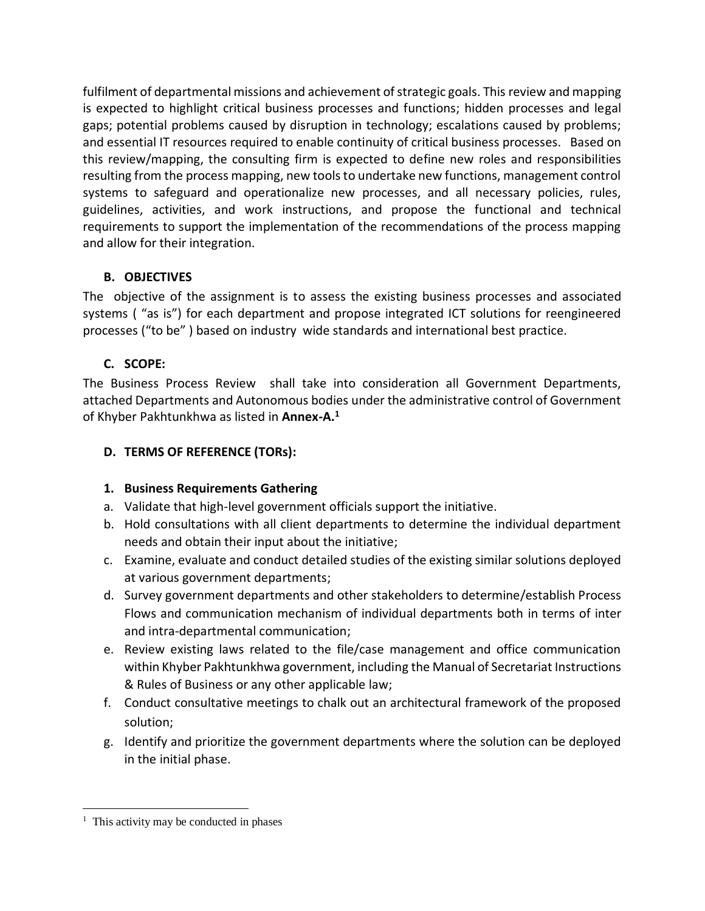fulfilment of departmental missions and achievement of strategic goals. This review and mapping is expected to highlight critical business processes and functions; hidden processes and legal gaps; potential problems caused by disruption in technology; escalations caused by problems; and essential IT resources required to enable continuity of critical business processes. Based on this review/mapping, the consulting firm is expected to define new roles and responsibilities resulting from the process mapping, new tools to undertake new functions, management control systems to safeguard and operationalize new processes, and all necessary policies, rules, guidelines, activities, and work instructions, and propose the functional and technical requirements to support the implementation of the recommendations of the process mapping and allow for their integration.

## B. OBJECTIVES

The objective of the assignment is to assess the existing business processes and associated systems ( "as is") for each department and propose integrated ICT solutions for reengineered processes ("to be" ) based on industry wide standards and international best practice.

## C. SCOPE:

The Business Process Review shall take into consideration all Government Departments, attached Departments and Autonomous bodies under the administrative control of Government of Khyber Pakhtunkhwa as listed in **Annex-A.**[1]

## D. TERMS OF REFERENCE (TORs):

### 1. Business Requirements Gathering

a. Validate that high-level government officials support the initiative.

b. Hold consultations with all client departments to determine the individual department needs and obtain their input about the initiative;

c. Examine, evaluate and conduct detailed studies of the existing similar solutions deployed at various government departments;

d. Survey government departments and other stakeholders to determine/establish Process Flows and communication mechanism of individual departments both in terms of inter and intra-departmental communication;

e. Review existing laws related to the file/case management and office communication within Khyber Pakhtunkhwa government, including the Manual of Secretariat Instructions & Rules of Business or any other applicable law;

f. Conduct consultative meetings to chalk out an architectural framework of the proposed solution;

g. Identify and prioritize the government departments where the solution can be deployed in the initial phase.

---

[1] This activity may be conducted in phases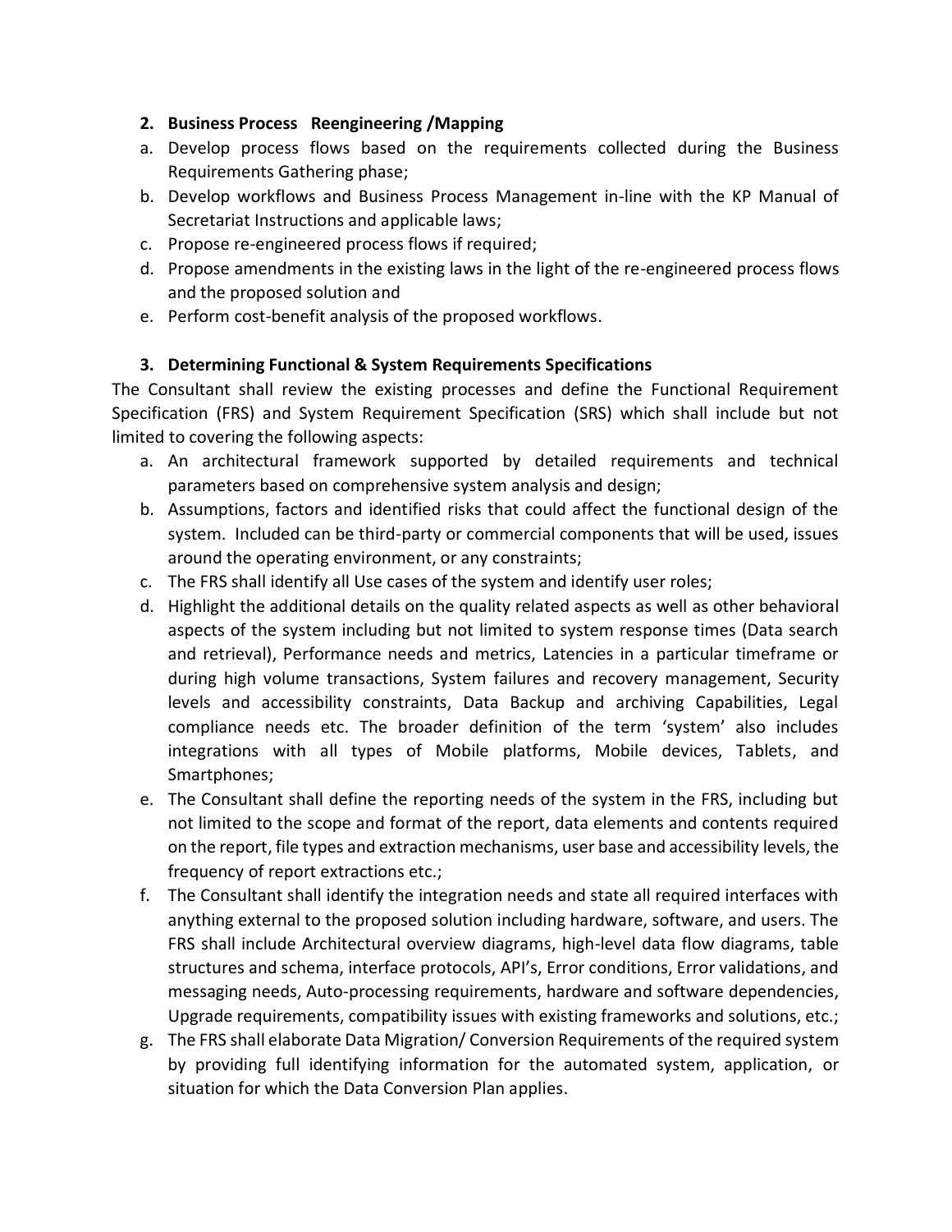2. **Business Process Reengineering /Mapping**

a. Develop process flows based on the requirements collected during the Business Requirements Gathering phase;

b. Develop workflows and Business Process Management in-line with the KP Manual of Secretariat Instructions and applicable laws;

c. Propose re-engineered process flows if required;

d. Propose amendments in the existing laws in the light of the re-engineered process flows and the proposed solution and

e. Perform cost-benefit analysis of the proposed workflows.

3. **Determining Functional & System Requirements Specifications**

The Consultant shall review the existing processes and define the Functional Requirement Specification (FRS) and System Requirement Specification (SRS) which shall include but not limited to covering the following aspects:

a. An architectural framework supported by detailed requirements and technical parameters based on comprehensive system analysis and design;

b. Assumptions, factors and identified risks that could affect the functional design of the system. Included can be third-party or commercial components that will be used, issues around the operating environment, or any constraints;

c. The FRS shall identify all Use cases of the system and identify user roles;

d. Highlight the additional details on the quality related aspects as well as other behavioral aspects of the system including but not limited to system response times (Data search and retrieval), Performance needs and metrics, Latencies in a particular timeframe or during high volume transactions, System failures and recovery management, Security levels and accessibility constraints, Data Backup and archiving Capabilities, Legal compliance needs etc. The broader definition of the term 'system' also includes integrations with all types of Mobile platforms, Mobile devices, Tablets, and Smartphones;

e. The Consultant shall define the reporting needs of the system in the FRS, including but not limited to the scope and format of the report, data elements and contents required on the report, file types and extraction mechanisms, user base and accessibility levels, the frequency of report extractions etc.;

f. The Consultant shall identify the integration needs and state all required interfaces with anything external to the proposed solution including hardware, software, and users. The FRS shall include Architectural overview diagrams, high-level data flow diagrams, table structures and schema, interface protocols, API's, Error conditions, Error validations, and messaging needs, Auto-processing requirements, hardware and software dependencies, Upgrade requirements, compatibility issues with existing frameworks and solutions, etc.;

g. The FRS shall elaborate Data Migration/ Conversion Requirements of the required system by providing full identifying information for the automated system, application, or situation for which the Data Conversion Plan applies.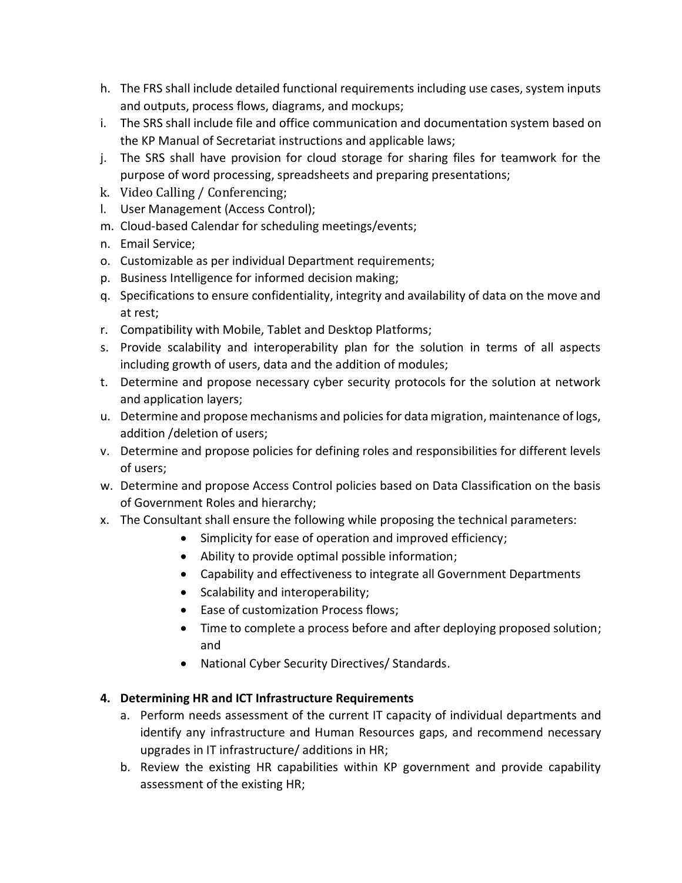h. The FRS shall include detailed functional requirements including use cases, system inputs and outputs, process flows, diagrams, and mockups;
i. The SRS shall include file and office communication and documentation system based on the KP Manual of Secretariat instructions and applicable laws;
j. The SRS shall have provision for cloud storage for sharing files for teamwork for the purpose of word processing, spreadsheets and preparing presentations;
k. Video Calling / Conferencing;
l. User Management (Access Control);
m. Cloud-based Calendar for scheduling meetings/events;
n. Email Service;
o. Customizable as per individual Department requirements;
p. Business Intelligence for informed decision making;
q. Specifications to ensure confidentiality, integrity and availability of data on the move and at rest;
r. Compatibility with Mobile, Tablet and Desktop Platforms;
s. Provide scalability and interoperability plan for the solution in terms of all aspects including growth of users, data and the addition of modules;
t. Determine and propose necessary cyber security protocols for the solution at network and application layers;
u. Determine and propose mechanisms and policies for data migration, maintenance of logs, addition /deletion of users;
v. Determine and propose policies for defining roles and responsibilities for different levels of users;
w. Determine and propose Access Control policies based on Data Classification on the basis of Government Roles and hierarchy;
x. The Consultant shall ensure the following while proposing the technical parameters:
    - Simplicity for ease of operation and improved efficiency;
    - Ability to provide optimal possible information;
    - Capability and effectiveness to integrate all Government Departments
    - Scalability and interoperability;
    - Ease of customization Process flows;
    - Time to complete a process before and after deploying proposed solution; and
    - National Cyber Security Directives/ Standards.

**4. Determining HR and ICT Infrastructure Requirements**

a. Perform needs assessment of the current IT capacity of individual departments and identify any infrastructure and Human Resources gaps, and recommend necessary upgrades in IT infrastructure/ additions in HR;
b. Review the existing HR capabilities within KP government and provide capability assessment of the existing HR;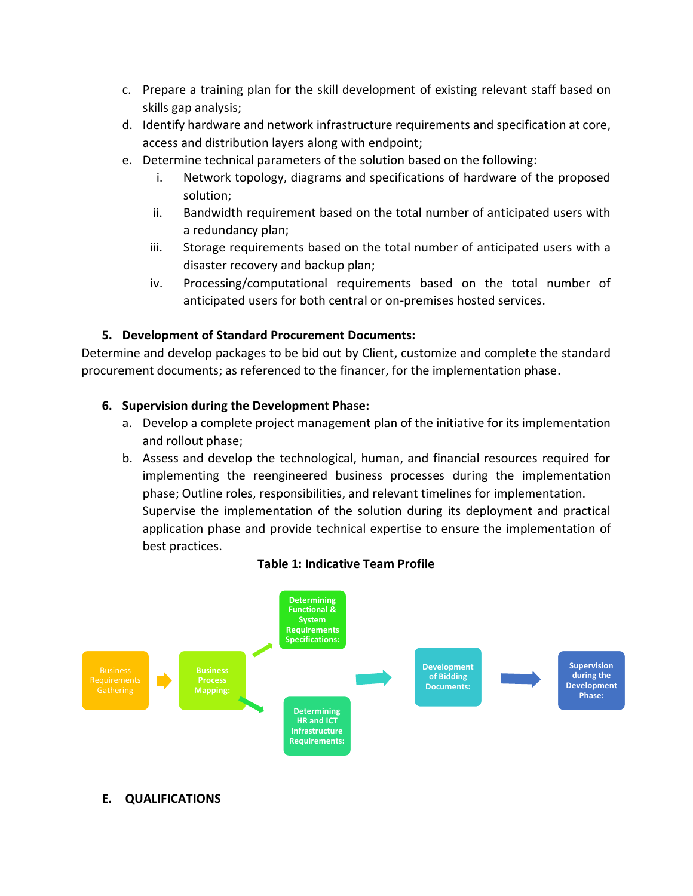c. Prepare a training plan for the skill development of existing relevant staff based on skills gap analysis;
d. Identify hardware and network infrastructure requirements and specification at core, access and distribution layers along with endpoint;
e. Determine technical parameters of the solution based on the following:
    i. Network topology, diagrams and specifications of hardware of the proposed solution;
    ii. Bandwidth requirement based on the total number of anticipated users with a redundancy plan;
    iii. Storage requirements based on the total number of anticipated users with a disaster recovery and backup plan;
    iv. Processing/computational requirements based on the total number of anticipated users for both central or on-premises hosted services.

**5. Development of Standard Procurement Documents:**

Determine and develop packages to be bid out by Client, customize and complete the standard procurement documents; as referenced to the financer, for the implementation phase.

**6. Supervision during the Development Phase:**

a. Develop a complete project management plan of the initiative for its implementation and rollout phase;
b. Assess and develop the technological, human, and financial resources required for implementing the reengineered business processes during the implementation phase; Outline roles, responsibilities, and relevant timelines for implementation.
   Supervise the implementation of the solution during its deployment and practical application phase and provide technical expertise to ensure the implementation of best practices.

**Table 1: Indicative Team Profile**

Business Requirements Gathering → Business Process Mapping: → Determining Functional & System Requirements Specifications: / Determining HR and ICT Infrastructure Requirements: → Development of Bidding Documents: → Supervision during the Development Phase:

## E. QUALIFICATIONS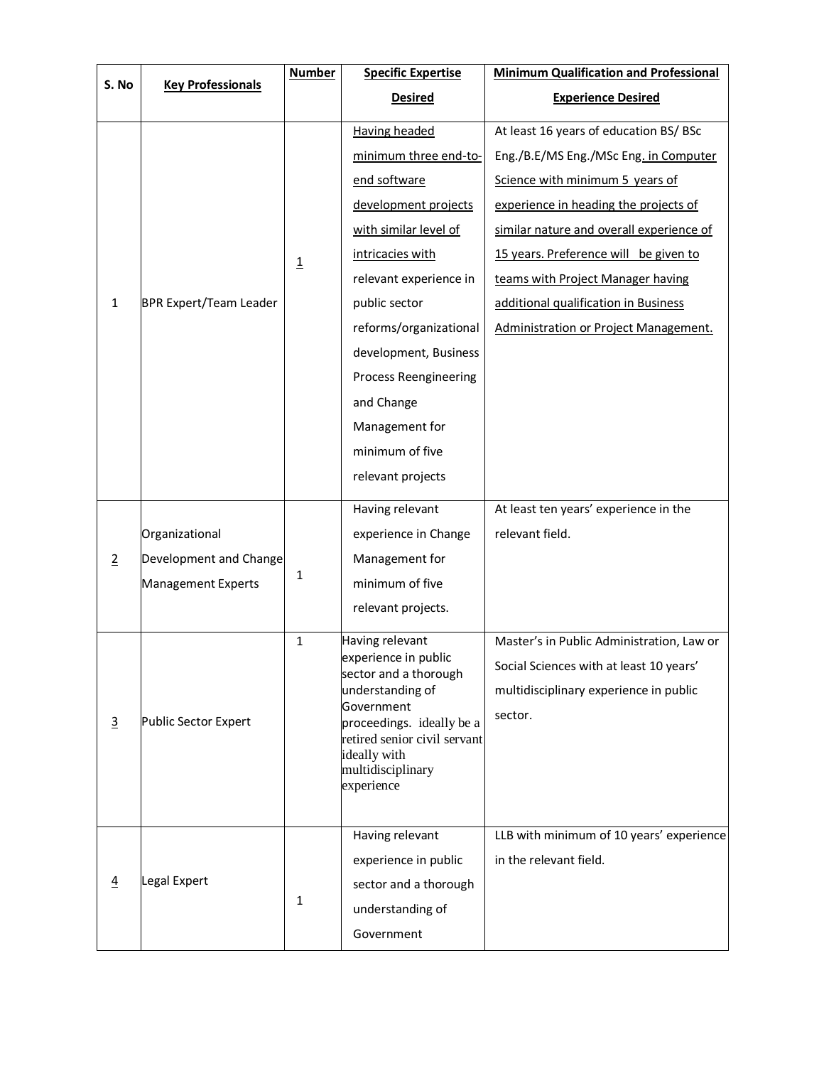| S. No | Key Professionals | Number | Specific Expertise Desired | Minimum Qualification and Professional Experience Desired |
|---|---|---|---|---|
| 1 | BPR Expert/Team Leader | 1 | Having headed minimum three end-to-end software development projects with similar level of intricacies with relevant experience in public sector reforms/organizational development, Business Process Reengineering and Change Management for minimum of five relevant projects | At least 16 years of education BS/ BSc Eng./B.E/MS Eng./MSc Eng. in Computer Science with minimum 5 years of experience in heading the projects of similar nature and overall experience of 15 years. Preference will be given to teams with Project Manager having additional qualification in Business Administration or Project Management. |
| 2 | Organizational Development and Change Management Experts | 1 | Having relevant experience in Change Management for minimum of five relevant projects. | At least ten years' experience in the relevant field. |
| 3 | Public Sector Expert | 1 | Having relevant experience in public sector and a thorough understanding of Government proceedings. ideally be a retired senior civil servant ideally with multidisciplinary experience | Master's in Public Administration, Law or Social Sciences with at least 10 years' multidisciplinary experience in public sector. |
| 4 | Legal Expert | 1 | Having relevant experience in public sector and a thorough understanding of Government | LLB with minimum of 10 years' experience in the relevant field. |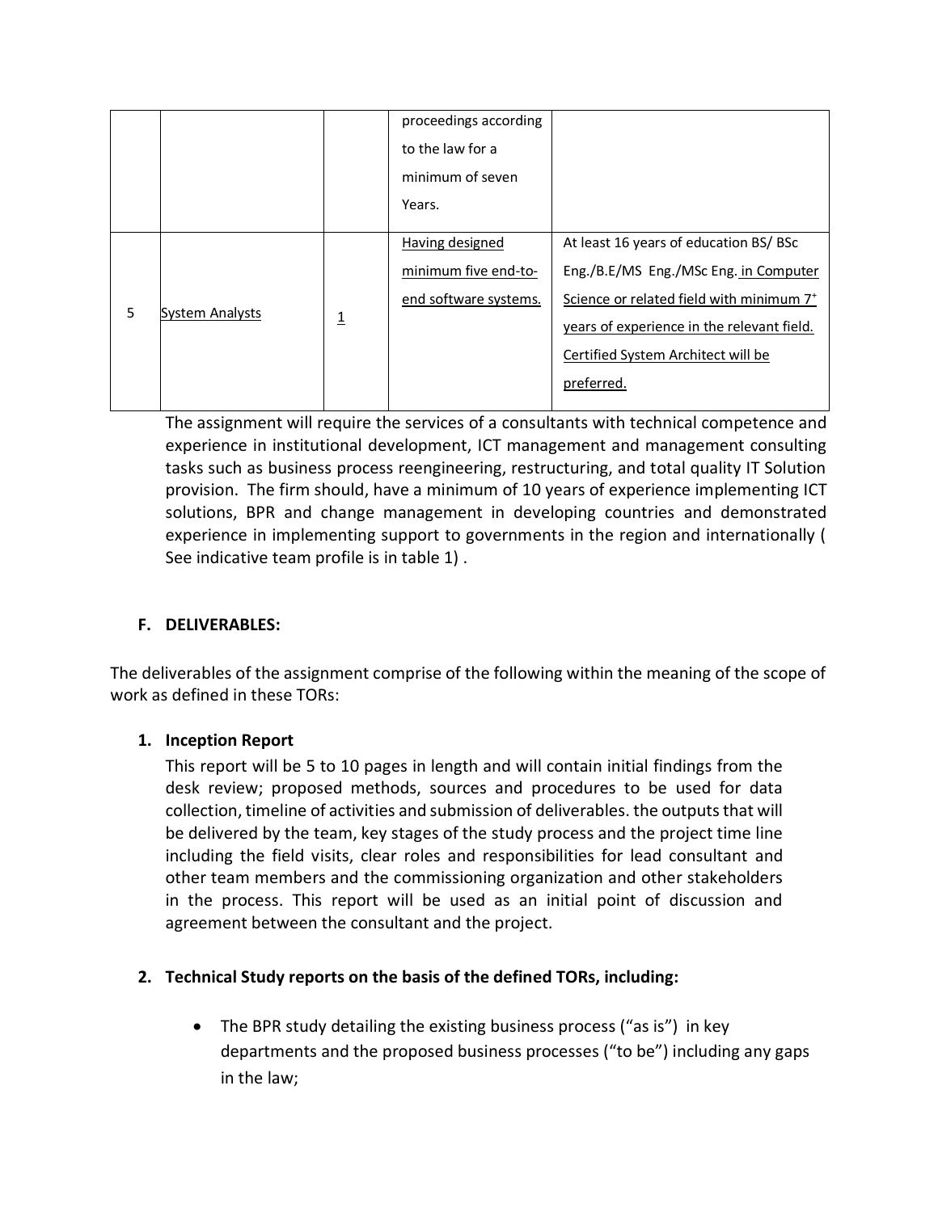| | | | proceedings according to the law for a minimum of seven Years. | |
|---|---|---|---|---|
| 5 | System Analysts | 1 | Having designed minimum five end-to-end software systems. | At least 16 years of education BS/ BSc Eng./B.E/MS Eng./MSc Eng. in Computer Science or related field with minimum 7+ years of experience in the relevant field. Certified System Architect will be preferred. |

The assignment will require the services of a consultants with technical competence and experience in institutional development, ICT management and management consulting tasks such as business process reengineering, restructuring, and total quality IT Solution provision. The firm should, have a minimum of 10 years of experience implementing ICT solutions, BPR and change management in developing countries and demonstrated experience in implementing support to governments in the region and internationally ( See indicative team profile is in table 1) .

## F. DELIVERABLES:

The deliverables of the assignment comprise of the following within the meaning of the scope of work as defined in these TORs:

### 1. Inception Report

This report will be 5 to 10 pages in length and will contain initial findings from the desk review; proposed methods, sources and procedures to be used for data collection, timeline of activities and submission of deliverables. the outputs that will be delivered by the team, key stages of the study process and the project time line including the field visits, clear roles and responsibilities for lead consultant and other team members and the commissioning organization and other stakeholders in the process. This report will be used as an initial point of discussion and agreement between the consultant and the project.

### 2. Technical Study reports on the basis of the defined TORs, including:

- The BPR study detailing the existing business process ("as is") in key departments and the proposed business processes ("to be") including any gaps in the law;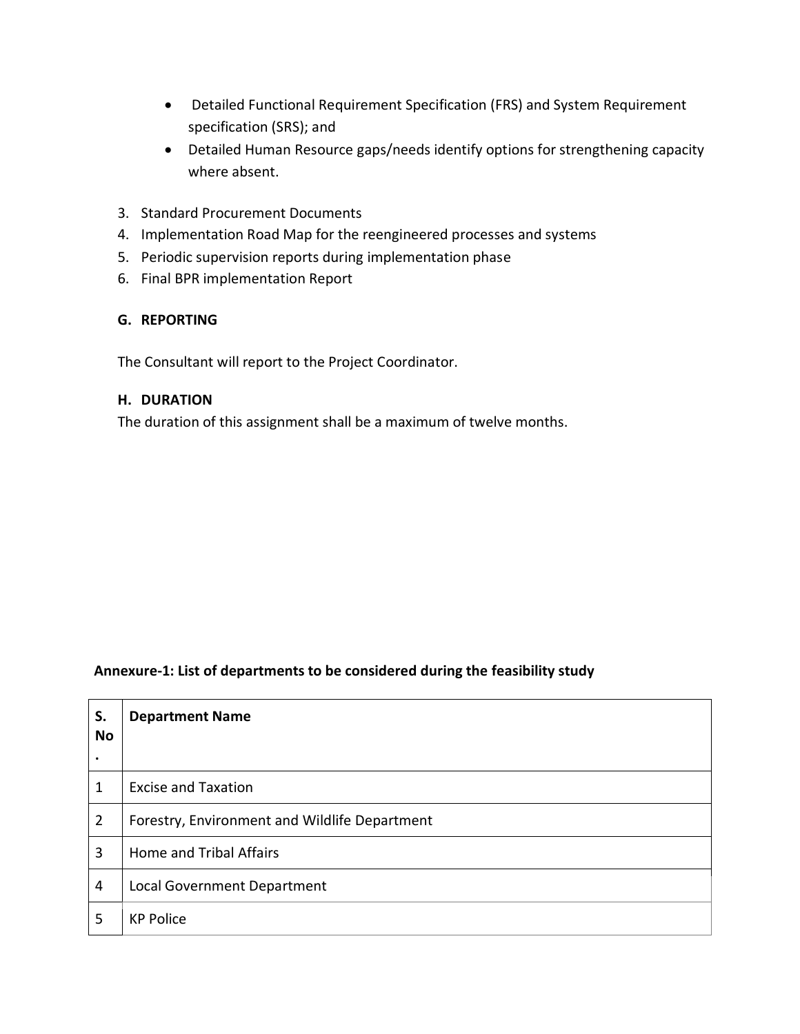- Detailed Functional Requirement Specification (FRS) and System Requirement specification (SRS); and
- Detailed Human Resource gaps/needs identify options for strengthening capacity where absent.

3. Standard Procurement Documents
4. Implementation Road Map for the reengineered processes and systems
5. Periodic supervision reports during implementation phase
6. Final BPR implementation Report

**G. REPORTING**

The Consultant will report to the Project Coordinator.

**H. DURATION**

The duration of this assignment shall be a maximum of twelve months.

**Annexure-1: List of departments to be considered during the feasibility study**

| S. No. | Department Name |
|---|---|
| 1 | Excise and Taxation |
| 2 | Forestry, Environment and Wildlife Department |
| 3 | Home and Tribal Affairs |
| 4 | Local Government Department |
| 5 | KP Police |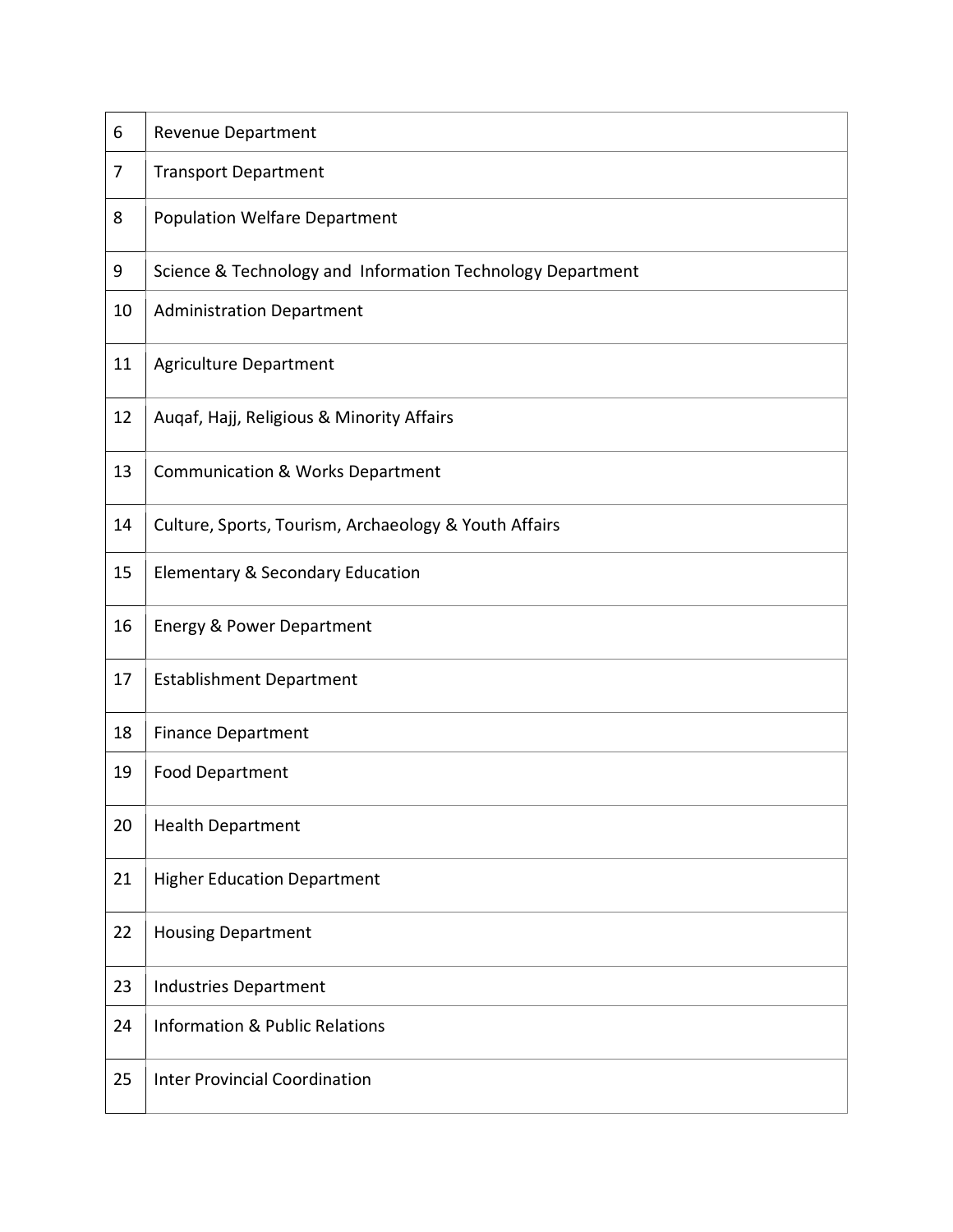| | |
|---|---|
| 6 | Revenue Department |
| 7 | Transport Department |
| 8 | Population Welfare Department |
| 9 | Science & Technology and Information Technology Department |
| 10 | Administration Department |
| 11 | Agriculture Department |
| 12 | Auqaf, Hajj, Religious & Minority Affairs |
| 13 | Communication & Works Department |
| 14 | Culture, Sports, Tourism, Archaeology & Youth Affairs |
| 15 | Elementary & Secondary Education |
| 16 | Energy & Power Department |
| 17 | Establishment Department |
| 18 | Finance Department |
| 19 | Food Department |
| 20 | Health Department |
| 21 | Higher Education Department |
| 22 | Housing Department |
| 23 | Industries Department |
| 24 | Information & Public Relations |
| 25 | Inter Provincial Coordination |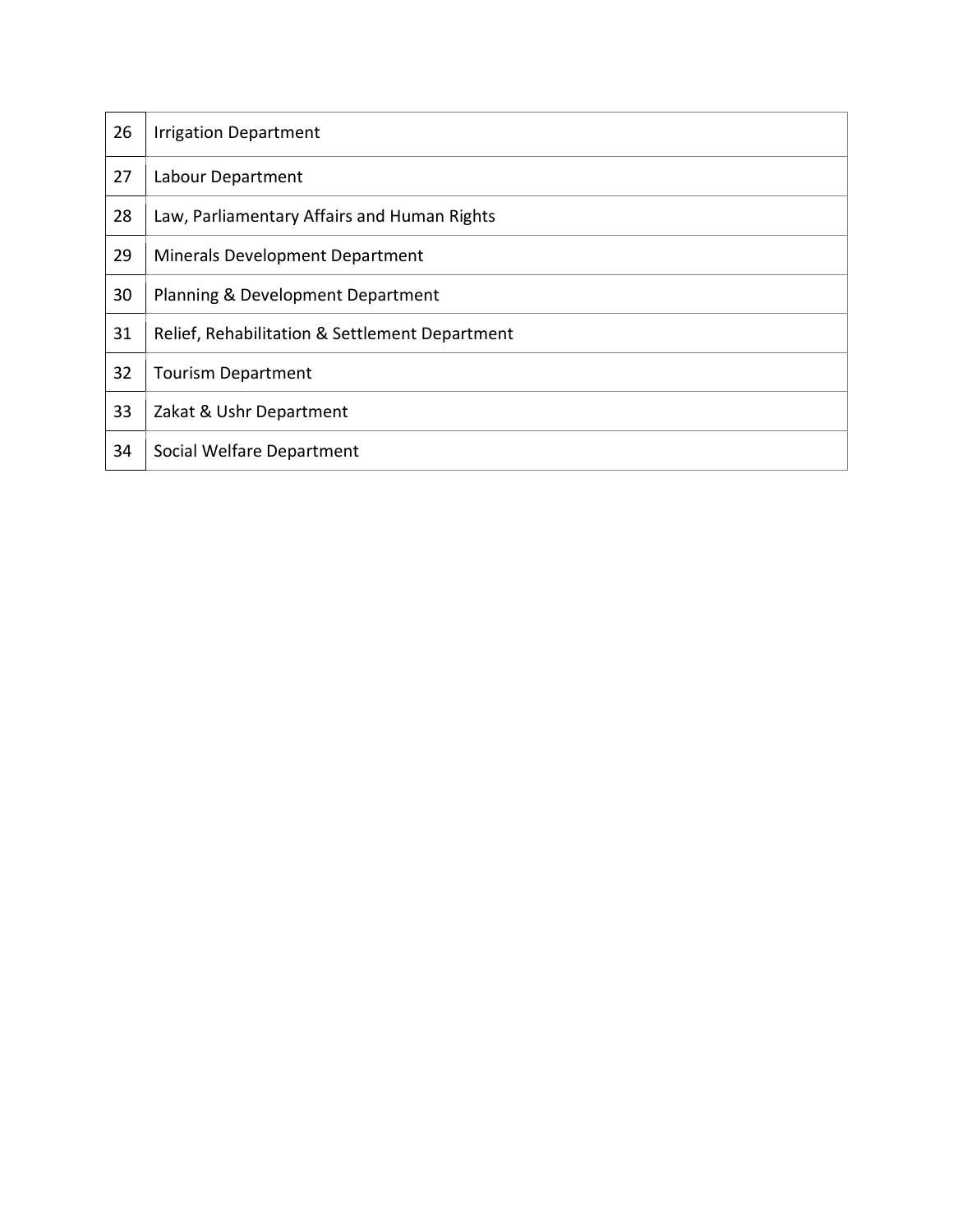| | |
|---|---|
| 26 | Irrigation Department |
| 27 | Labour Department |
| 28 | Law, Parliamentary Affairs and Human Rights |
| 29 | Minerals Development Department |
| 30 | Planning & Development Department |
| 31 | Relief, Rehabilitation & Settlement Department |
| 32 | Tourism Department |
| 33 | Zakat & Ushr Department |
| 34 | Social Welfare Department |